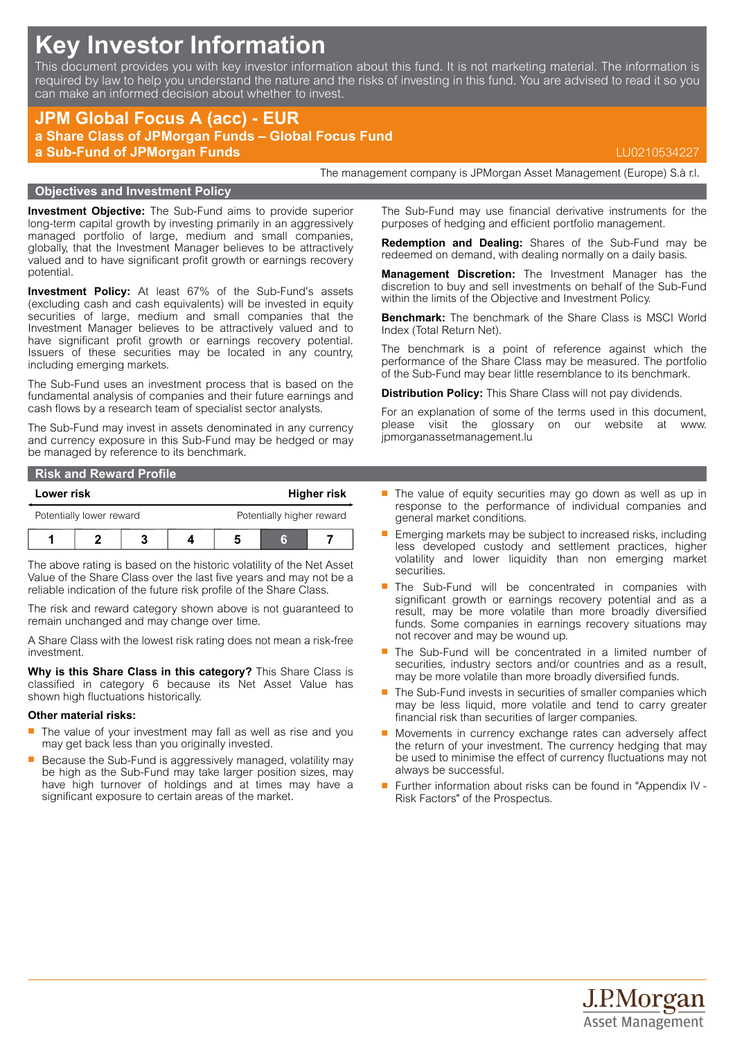# Key Investor Information

This document provides you with key investor information about this fund. It is not marketing material. The information is required by law to help you understand the nature and the risks of investing in this fund. You are advised to read it so you can make an informed decision about whether to invest.

## JPM Global Focus A (acc) - EUR

**a Share Class of JPMorgan Funds – Global Focus Fund**

**a Sub-Fund of JPMorgan Funds**

LU0210534227

The management company is JPMorgan Asset Management (Europe) S.à r.l.

## Objectives and Investment Policy

**Investment Objective:** The Sub-Fund aims to provide superior long-term capital growth by investing primarily in an aggressively managed portfolio of large, medium and small companies, globally, that the Investment Manager believes to be attractively valued and to have significant profit growth or earnings recovery potential.

**Investment Policy:** At least 67% of the Sub-Fund's assets (excluding cash and cash equivalents) will be invested in equity securities of large, medium and small companies that the Investment Manager believes to be attractively valued and to have significant profit growth or earnings recovery potential. Issuers of these securities may be located in any country, including emerging markets.

The Sub-Fund uses an investment process that is based on the fundamental analysis of companies and their future earnings and cash flows by a research team of specialist sector analysts.

The Sub-Fund may invest in assets denominated in any currency and currency exposure in this Sub-Fund may be hedged or may be managed by reference to its benchmark.

The Sub-Fund may use financial derivative instruments for the purposes of hedging and efficient portfolio management.

**Redemption and Dealing:** Shares of the Sub-Fund may be redeemed on demand, with dealing normally on a daily basis.

**Management Discretion:** The Investment Manager has the discretion to buy and sell investments on behalf of the Sub-Fund within the limits of the Objective and Investment Policy.

**Benchmark:** The benchmark of the Share Class is MSCI World Index (Total Return Net).

The benchmark is a point of reference against which the performance of the Share Class may be measured. The portfolio of the Sub-Fund may bear little resemblance to its benchmark.

**Distribution Policy:** This Share Class will not pay dividends.

For an explanation of some of the terms used in this document, please visit the glossary on our website at www.jpmorganassetmanagement.lu

## Risk and Reward Profile

| Lower risk | | | | | | Higher risk |
|---|---|---|---|---|---|---|
| Potentially lower reward | | | | | | Potentially higher reward |
| 1 | 2 | 3 | 4 | 5 | **6** | 7 |

The above rating is based on the historic volatility of the Net Asset Value of the Share Class over the last five years and may not be a reliable indication of the future risk profile of the Share Class.

The risk and reward category shown above is not guaranteed to remain unchanged and may change over time.

A Share Class with the lowest risk rating does not mean a risk-free investment.

**Why is this Share Class in this category?** This Share Class is classified in category 6 because its Net Asset Value has shown high fluctuations historically.

**Other material risks:**

- The value of your investment may fall as well as rise and you may get back less than you originally invested.
- Because the Sub-Fund is aggressively managed, volatility may be high as the Sub-Fund may take larger position sizes, may have high turnover of holdings and at times may have a significant exposure to certain areas of the market.
- The value of equity securities may go down as well as up in response to the performance of individual companies and general market conditions.
- Emerging markets may be subject to increased risks, including less developed custody and settlement practices, higher volatility and lower liquidity than non emerging market securities.
- The Sub-Fund will be concentrated in companies with significant growth or earnings recovery potential and as a result, may be more volatile than more broadly diversified funds. Some companies in earnings recovery situations may not recover and may be wound up.
- The Sub-Fund will be concentrated in a limited number of securities, industry sectors and/or countries and as a result, may be more volatile than more broadly diversified funds.
- The Sub-Fund invests in securities of smaller companies which may be less liquid, more volatile and tend to carry greater financial risk than securities of larger companies.
- Movements in currency exchange rates can adversely affect the return of your investment. The currency hedging that may be used to minimise the effect of currency fluctuations may not always be successful.
- Further information about risks can be found in "Appendix IV - Risk Factors" of the Prospectus.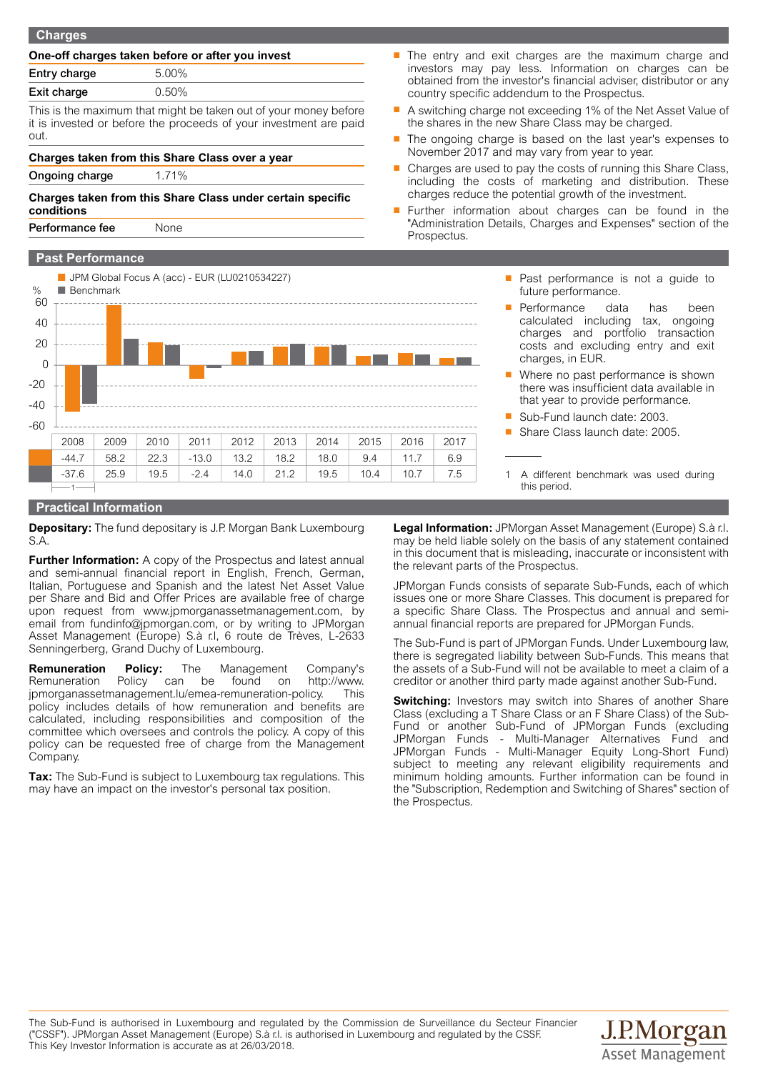## Charges

### One-off charges taken before or after you invest

| | |
|---|---|
| Entry charge | 5.00% |
| Exit charge | 0.50% |

This is the maximum that might be taken out of your money before it is invested or before the proceeds of your investment are paid out.

### Charges taken from this Share Class over a year

| | |
|---|---|
| Ongoing charge | 1.71% |

### Charges taken from this Share Class under certain specific conditions

| | |
|---|---|
| Performance fee | None |

- The entry and exit charges are the maximum charge and investors may pay less. Information on charges can be obtained from the investor's financial adviser, distributor or any country specific addendum to the Prospectus.
- A switching charge not exceeding 1% of the Net Asset Value of the shares in the new Share Class may be charged.
- The ongoing charge is based on the last year's expenses to November 2017 and may vary from year to year.
- Charges are used to pay the costs of running this Share Class, including the costs of marketing and distribution. These charges reduce the potential growth of the investment.
- Further information about charges can be found in the "Administration Details, Charges and Expenses" section of the Prospectus.

## Past Performance

JPM Global Focus A (acc) - EUR (LU0210534227)
Benchmark
%
60
40
20
0
-20
-40
-60

| | 2008 | 2009 | 2010 | 2011 | 2012 | 2013 | 2014 | 2015 | 2016 | 2017 |
|---|---|---|---|---|---|---|---|---|---|---|
| JPM Global Focus A (acc) - EUR | -44.7 | 58.2 | 22.3 | -13.0 | 13.2 | 18.2 | 18.0 | 9.4 | 11.7 | 6.9 |
| Benchmark | -37.6 | 25.9 | 19.5 | -2.4 | 14.0 | 21.2 | 19.5 | 10.4 | 10.7 | 7.5 |

1

- Past performance is not a guide to future performance.
- Performance data has been calculated including tax, ongoing charges and portfolio transaction costs and excluding entry and exit charges, in EUR.
- Where no past performance is shown there was insufficient data available in that year to provide performance.
- Sub-Fund launch date: 2003.
- Share Class launch date: 2005.

1 A different benchmark was used during this period.

## Practical Information

**Depositary:** The fund depositary is J.P. Morgan Bank Luxembourg S.A.

**Further Information:** A copy of the Prospectus and latest annual and semi-annual financial report in English, French, German, Italian, Portuguese and Spanish and the latest Net Asset Value per Share and Bid and Offer Prices are available free of charge upon request from www.jpmorganassetmanagement.com, by email from fundinfo@jpmorgan.com, or by writing to JPMorgan Asset Management (Europe) S.à r.l, 6 route de Trèves, L-2633 Senningerberg, Grand Duchy of Luxembourg.

**Remuneration Policy:** The Management Company's Remuneration Policy can be found on http://www.jpmorganassetmanagement.lu/emea-remuneration-policy. This policy includes details of how remuneration and benefits are calculated, including responsibilities and composition of the committee which oversees and controls the policy. A copy of this policy can be requested free of charge from the Management Company.

**Tax:** The Sub-Fund is subject to Luxembourg tax regulations. This may have an impact on the investor's personal tax position.

**Legal Information:** JPMorgan Asset Management (Europe) S.à r.l. may be held liable solely on the basis of any statement contained in this document that is misleading, inaccurate or inconsistent with the relevant parts of the Prospectus.

JPMorgan Funds consists of separate Sub-Funds, each of which issues one or more Share Classes. This document is prepared for a specific Share Class. The Prospectus and annual and semi-annual financial reports are prepared for JPMorgan Funds.

The Sub-Fund is part of JPMorgan Funds. Under Luxembourg law, there is segregated liability between Sub-Funds. This means that the assets of a Sub-Fund will not be available to meet a claim of a creditor or another third party made against another Sub-Fund.

**Switching:** Investors may switch into Shares of another Share Class (excluding a T Share Class or an F Share Class) of the Sub-Fund or another Sub-Fund of JPMorgan Funds (excluding JPMorgan Funds - Multi-Manager Alternatives Fund and JPMorgan Funds - Multi-Manager Equity Long-Short Fund) subject to meeting any relevant eligibility requirements and minimum holding amounts. Further information can be found in the "Subscription, Redemption and Switching of Shares" section of the Prospectus.

The Sub-Fund is authorised in Luxembourg and regulated by the Commission de Surveillance du Secteur Financier ("CSSF"). JPMorgan Asset Management (Europe) S.à r.l. is authorised in Luxembourg and regulated by the CSSF.
This Key Investor Information is accurate as at 26/03/2018.

J.P.Morgan
Asset Management